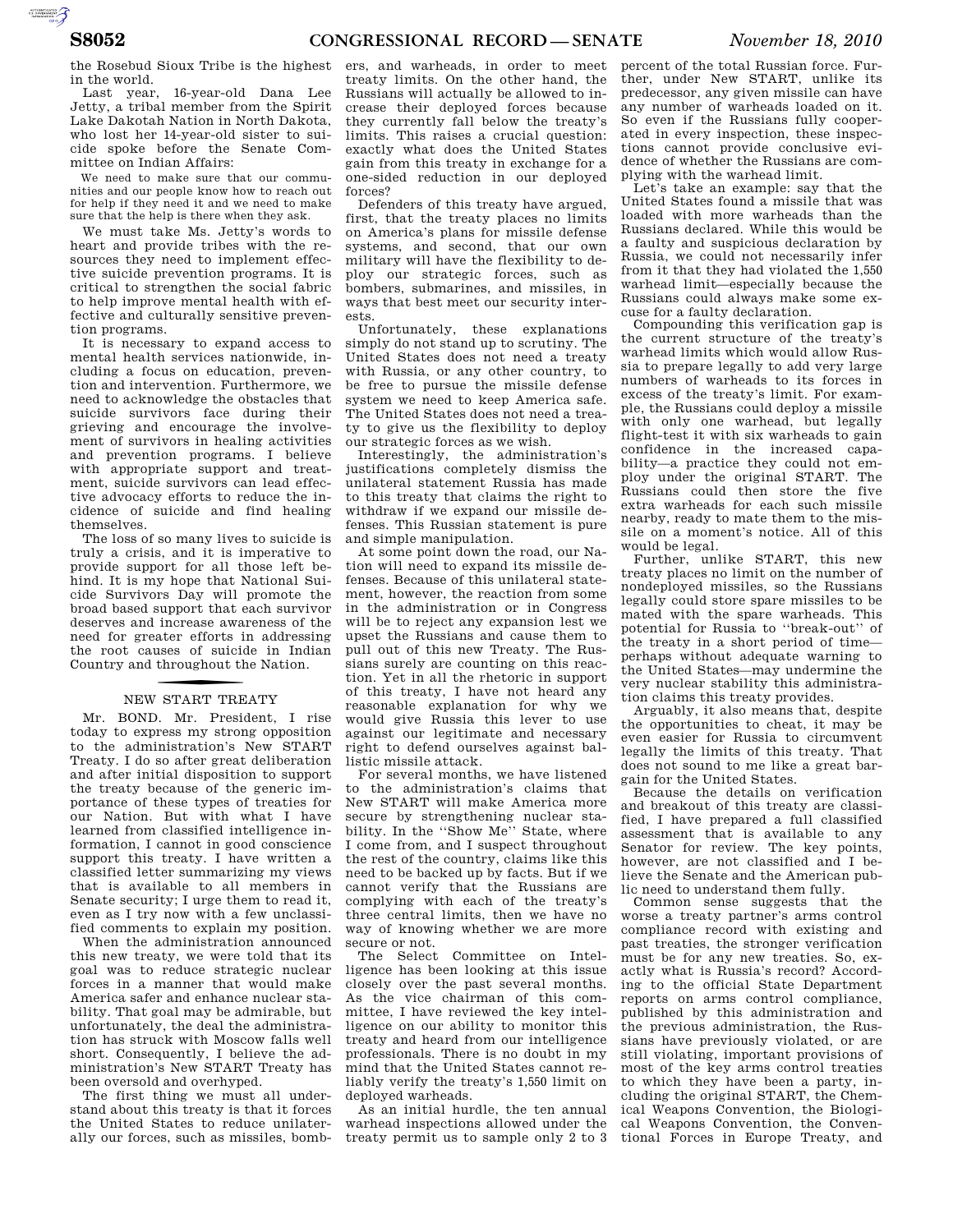the Rosebud Sioux Tribe is the highest in the world.

Last year, 16-year-old Dana Lee Jetty, a tribal member from the Spirit Lake Dakotah Nation in North Dakota, who lost her 14-year-old sister to suicide spoke before the Senate Committee on Indian Affairs:

> We need to make sure that our communities and our people know how to reach out for help if they need it and we need to make sure that the help is there when they ask.

We must take Ms. Jetty's words to heart and provide tribes with the resources they need to implement effective suicide prevention programs. It is critical to strengthen the social fabric to help improve mental health with effective and culturally sensitive prevention programs.

It is necessary to expand access to mental health services nationwide, including a focus on education, prevention and intervention. Furthermore, we need to acknowledge the obstacles that suicide survivors face during their grieving and encourage the involvement of survivors in healing activities and prevention programs. I believe with appropriate support and treatment, suicide survivors can lead effective advocacy efforts to reduce the incidence of suicide and find healing themselves.

The loss of so many lives to suicide is truly a crisis, and it is imperative to provide support for all those left behind. It is my hope that National Suicide Survivors Day will promote the broad based support that each survivor deserves and increase awareness of the need for greater efforts in addressing the root causes of suicide in Indian Country and throughout the Nation.

## NEW START TREATY

Mr. BOND. Mr. President, I rise today to express my strong opposition to the administration's New START Treaty. I do so after great deliberation and after initial disposition to support the treaty because of the generic importance of these types of treaties for our Nation. But with what I have learned from classified intelligence information, I cannot in good conscience support this treaty. I have written a classified letter summarizing my views that is available to all members in Senate security; I urge them to read it, even as I try now with a few unclassified comments to explain my position.

When the administration announced this new treaty, we were told that its goal was to reduce strategic nuclear forces in a manner that would make America safer and enhance nuclear stability. That goal may be admirable, but unfortunately, the deal the administration has struck with Moscow falls well short. Consequently, I believe the administration's New START Treaty has been oversold and overhyped.

The first thing we must all understand about this treaty is that it forces the United States to reduce unilaterally our forces, such as missiles, bombers, and warheads, in order to meet treaty limits. On the other hand, the Russians will actually be allowed to increase their deployed forces because they currently fall below the treaty's limits. This raises a crucial question: exactly what does the United States gain from this treaty in exchange for a one-sided reduction in our deployed forces?

Defenders of this treaty have argued, first, that the treaty places no limits on America's plans for missile defense systems, and second, that our own military will have the flexibility to deploy our strategic forces, such as bombers, submarines, and missiles, in ways that best meet our security interests.

Unfortunately, these explanations simply do not stand up to scrutiny. The United States does not need a treaty with Russia, or any other country, to be free to pursue the missile defense system we need to keep America safe. The United States does not need a treaty to give us the flexibility to deploy our strategic forces as we wish.

Interestingly, the administration's justifications completely dismiss the unilateral statement Russia has made to this treaty that claims the right to withdraw if we expand our missile defenses. This Russian statement is pure and simple manipulation.

At some point down the road, our Nation will need to expand its missile defenses. Because of this unilateral statement, however, the reaction from some in the administration or in Congress will be to reject any expansion lest we upset the Russians and cause them to pull out of this new Treaty. The Russians surely are counting on this reaction. Yet in all the rhetoric in support of this treaty, I have not heard any reasonable explanation for why we would give Russia this lever to use against our legitimate and necessary right to defend ourselves against ballistic missile attack.

For several months, we have listened to the administration's claims that New START will make America more secure by strengthening nuclear stability. In the ''Show Me'' State, where I come from, and I suspect throughout the rest of the country, claims like this need to be backed up by facts. But if we cannot verify that the Russians are complying with each of the treaty's three central limits, then we have no way of knowing whether we are more secure or not.

The Select Committee on Intelligence has been looking at this issue closely over the past several months. As the vice chairman of this committee, I have reviewed the key intelligence on our ability to monitor this treaty and heard from our intelligence professionals. There is no doubt in my mind that the United States cannot reliably verify the treaty's 1,550 limit on deployed warheads.

As an initial hurdle, the ten annual warhead inspections allowed under the treaty permit us to sample only 2 to 3 percent of the total Russian force. Further, under New START, unlike its predecessor, any given missile can have any number of warheads loaded on it. So even if the Russians fully cooperated in every inspection, these inspections cannot provide conclusive evidence of whether the Russians are complying with the warhead limit.

Let's take an example: say that the United States found a missile that was loaded with more warheads than the Russians declared. While this would be a faulty and suspicious declaration by Russia, we could not necessarily infer from it that they had violated the 1,550 warhead limit—especially because the Russians could always make some excuse for a faulty declaration.

Compounding this verification gap is the current structure of the treaty's warhead limits which would allow Russia to prepare legally to add very large numbers of warheads to its forces in excess of the treaty's limit. For example, the Russians could deploy a missile with only one warhead, but legally flight-test it with six warheads to gain confidence in the increased capability—a practice they could not employ under the original START. The Russians could then store the five extra warheads for each such missile nearby, ready to mate them to the missile on a moment's notice. All of this would be legal.

Further, unlike START, this new treaty places no limit on the number of nondeployed missiles, so the Russians legally could store spare missiles to be mated with the spare warheads. This potential for Russia to ''break-out'' of the treaty in a short period of time—perhaps without adequate warning to the United States—may undermine the very nuclear stability this administration claims this treaty provides.

Arguably, it also means that, despite the opportunities to cheat, it may be even easier for Russia to circumvent legally the limits of this treaty. That does not sound to me like a great bargain for the United States.

Because the details on verification and breakout of this treaty are classified, I have prepared a full classified assessment that is available to any Senator for review. The key points, however, are not classified and I believe the Senate and the American public need to understand them fully.

Common sense suggests that the worse a treaty partner's arms control compliance record with existing and past treaties, the stronger verification must be for any new treaties. So, exactly what is Russia's record? According to the official State Department reports on arms control compliance, published by this administration and the previous administration, the Russians have previously violated, or are still violating, important provisions of most of the key arms control treaties to which they have been a party, including the original START, the Chemical Weapons Convention, the Biological Weapons Convention, the Conventional Forces in Europe Treaty, and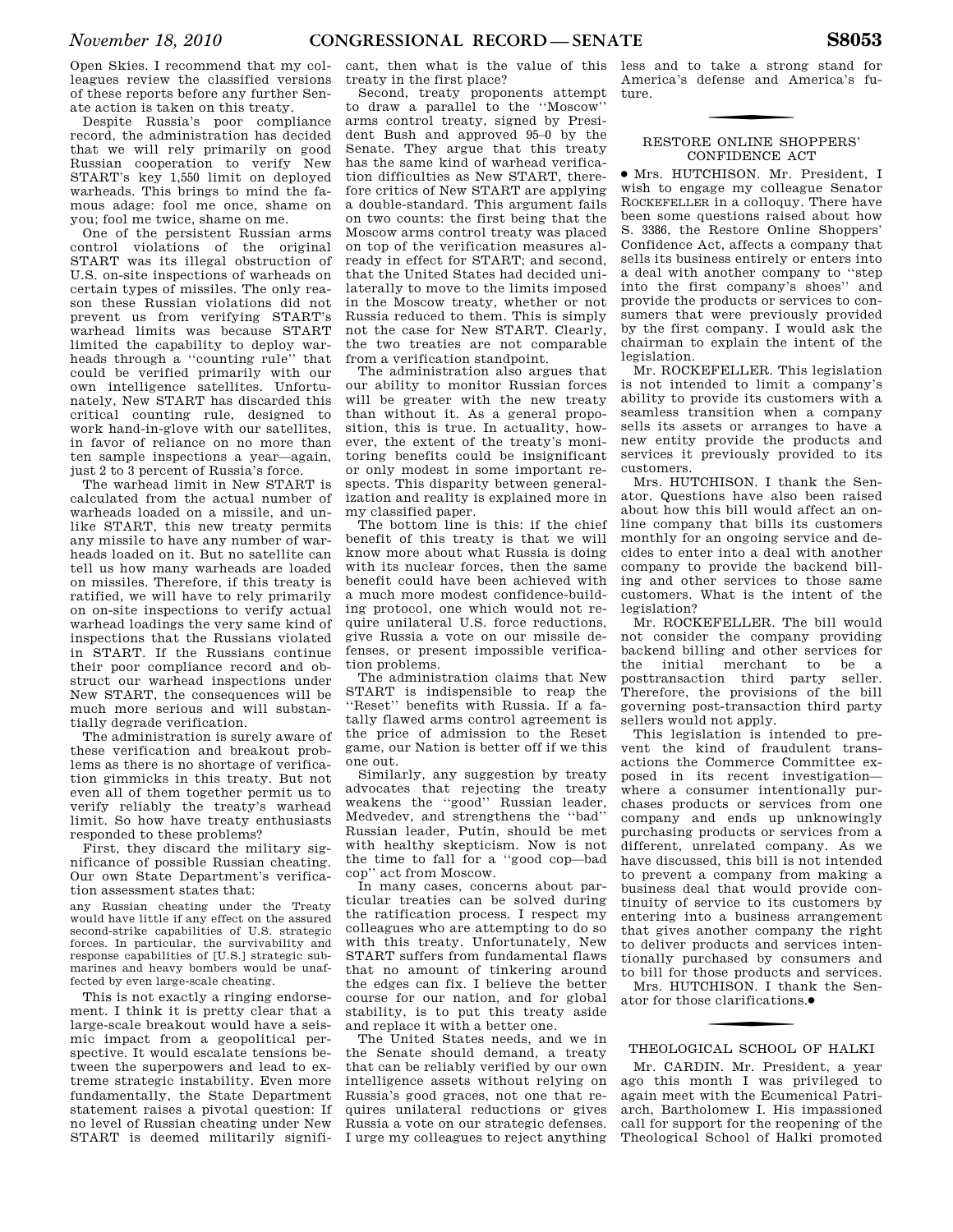Open Skies. I recommend that my colleagues review the classified versions of these reports before any further Senate action is taken on this treaty.

Despite Russia's poor compliance record, the administration has decided that we will rely primarily on good Russian cooperation to verify New START's key 1,550 limit on deployed warheads. This brings to mind the famous adage: fool me once, shame on you; fool me twice, shame on me.

One of the persistent Russian arms control violations of the original START was its illegal obstruction of U.S. on-site inspections of warheads on certain types of missiles. The only reason these Russian violations did not prevent us from verifying START's warhead limits was because START limited the capability to deploy warheads through a ''counting rule'' that could be verified primarily with our own intelligence satellites. Unfortunately, New START has discarded this critical counting rule, designed to work hand-in-glove with our satellites, in favor of reliance on no more than ten sample inspections a year—again, just 2 to 3 percent of Russia's force.

The warhead limit in New START is calculated from the actual number of warheads loaded on a missile, and unlike START, this new treaty permits any missile to have any number of warheads loaded on it. But no satellite can tell us how many warheads are loaded on missiles. Therefore, if this treaty is ratified, we will have to rely primarily on on-site inspections to verify actual warhead loadings the very same kind of inspections that the Russians violated in START. If the Russians continue their poor compliance record and obstruct our warhead inspections under New START, the consequences will be much more serious and will substantially degrade verification.

The administration is surely aware of these verification and breakout problems as there is no shortage of verification gimmicks in this treaty. But not even all of them together permit us to verify reliably the treaty's warhead limit. So how have treaty enthusiasts responded to these problems?

First, they discard the military significance of possible Russian cheating. Our own State Department's verification assessment states that:

> any Russian cheating under the Treaty would have little if any effect on the assured second-strike capabilities of U.S. strategic forces. In particular, the survivability and response capabilities of [U.S.] strategic submarines and heavy bombers would be unaffected by even large-scale cheating.

This is not exactly a ringing endorsement. I think it is pretty clear that a large-scale breakout would have a seismic impact from a geopolitical perspective. It would escalate tensions between the superpowers and lead to extreme strategic instability. Even more fundamentally, the State Department statement raises a pivotal question: If no level of Russian cheating under New START is deemed militarily significant, then what is the value of this treaty in the first place?

Second, treaty proponents attempt to draw a parallel to the ''Moscow'' arms control treaty, signed by President Bush and approved 95–0 by the Senate. They argue that this treaty has the same kind of warhead verification difficulties as New START, therefore critics of New START are applying a double-standard. This argument fails on two counts: the first being that the Moscow arms control treaty was placed on top of the verification measures already in effect for START; and second, that the United States had decided unilaterally to move to the limits imposed in the Moscow treaty, whether or not Russia reduced to them. This is simply not the case for New START. Clearly, the two treaties are not comparable from a verification standpoint.

The administration also argues that our ability to monitor Russian forces will be greater with the new treaty than without it. As a general proposition, this is true. In actuality, however, the extent of the treaty's monitoring benefits could be insignificant or only modest in some important respects. This disparity between generalization and reality is explained more in my classified paper.

The bottom line is this: if the chief benefit of this treaty is that we will know more about what Russia is doing with its nuclear forces, then the same benefit could have been achieved with a much more modest confidence-building protocol, one which would not require unilateral U.S. force reductions, give Russia a vote on our missile defenses, or present impossible verification problems.

The administration claims that New START is indispensible to reap the ''Reset'' benefits with Russia. If a fatally flawed arms control agreement is the price of admission to the Reset game, our Nation is better off if we this one out.

Similarly, any suggestion by treaty advocates that rejecting the treaty weakens the ''good'' Russian leader, Medvedev, and strengthens the ''bad'' Russian leader, Putin, should be met with healthy skepticism. Now is not the time to fall for a ''good cop—bad cop'' act from Moscow.

In many cases, concerns about particular treaties can be solved during the ratification process. I respect my colleagues who are attempting to do so with this treaty. Unfortunately, New START suffers from fundamental flaws that no amount of tinkering around the edges can fix. I believe the better course for our nation, and for global stability, is to put this treaty aside and replace it with a better one.

The United States needs, and we in the Senate should demand, a treaty that can be reliably verified by our own intelligence assets without relying on Russia's good graces, not one that requires unilateral reductions or gives Russia a vote on our strategic defenses. I urge my colleagues to reject anything less and to take a strong stand for America's defense and America's future.

## RESTORE ONLINE SHOPPERS' CONFIDENCE ACT

● Mrs. HUTCHISON. Mr. President, I wish to engage my colleague Senator ROCKEFELLER in a colloquy. There have been some questions raised about how S. 3386, the Restore Online Shoppers' Confidence Act, affects a company that sells its business entirely or enters into a deal with another company to ''step into the first company's shoes'' and provide the products or services to consumers that were previously provided by the first company. I would ask the chairman to explain the intent of the legislation.

Mr. ROCKEFELLER. This legislation is not intended to limit a company's ability to provide its customers with a seamless transition when a company sells its assets or arranges to have a new entity provide the products and services it previously provided to its customers.

Mrs. HUTCHISON. I thank the Senator. Questions have also been raised about how this bill would affect an online company that bills its customers monthly for an ongoing service and decides to enter into a deal with another company to provide the backend billing and other services to those same customers. What is the intent of the legislation?

Mr. ROCKEFELLER. The bill would not consider the company providing backend billing and other services for the initial merchant to be a posttransaction third party seller. Therefore, the provisions of the bill governing post-transaction third party sellers would not apply.

This legislation is intended to prevent the kind of fraudulent transactions the Commerce Committee exposed in its recent investigation—where a consumer intentionally purchases products or services from one company and ends up unknowingly purchasing products or services from a different, unrelated company. As we have discussed, this bill is not intended to prevent a company from making a business deal that would provide continuity of service to its customers by entering into a business arrangement that gives another company the right to deliver products and services intentionally purchased by consumers and to bill for those products and services.

Mrs. HUTCHISON. I thank the Senator for those clarifications.●

## THEOLOGICAL SCHOOL OF HALKI

Mr. CARDIN. Mr. President, a year ago this month I was privileged to again meet with the Ecumenical Patriarch, Bartholomew I. His impassioned call for support for the reopening of the Theological School of Halki promoted